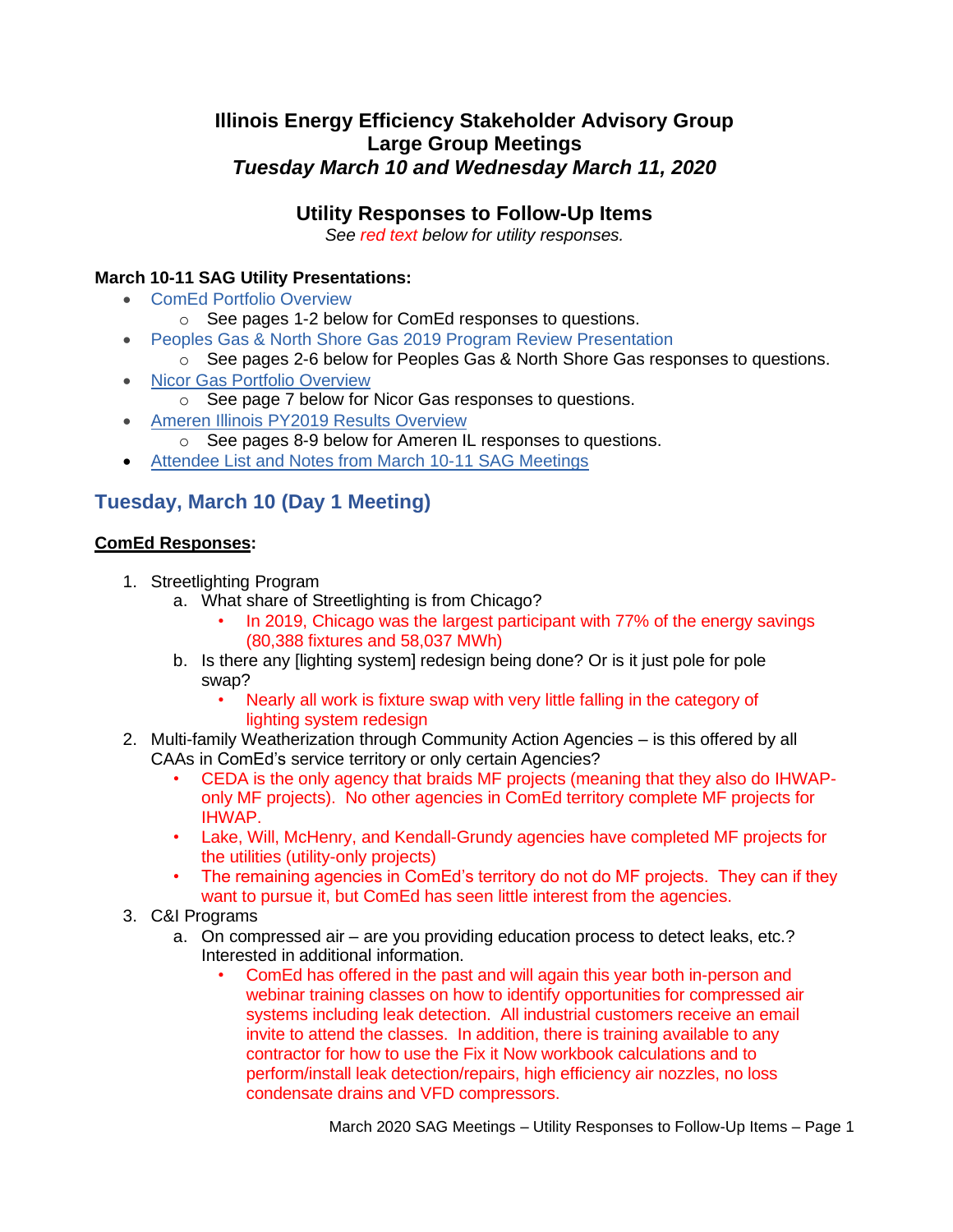# Illinois Energy Efficiency Stakeholder Advisory Group
## Large Group Meetings
### *Tuesday March 10 and Wednesday March 11, 2020*

## Utility Responses to Follow-Up Items

*See red text below for utility responses.*

**March 10-11 SAG Utility Presentations:**

- ComEd Portfolio Overview
  - See pages 1-2 below for ComEd responses to questions.
- Peoples Gas & North Shore Gas 2019 Program Review Presentation
  - See pages 2-6 below for Peoples Gas & North Shore Gas responses to questions.
- Nicor Gas Portfolio Overview
  - See page 7 below for Nicor Gas responses to questions.
- Ameren Illinois PY2019 Results Overview
  - See pages 8-9 below for Ameren IL responses to questions.
- Attendee List and Notes from March 10-11 SAG Meetings

## Tuesday, March 10 (Day 1 Meeting)

**ComEd Responses:**

1. Streetlighting Program
   a. What share of Streetlighting is from Chicago?
      - In 2019, Chicago was the largest participant with 77% of the energy savings (80,388 fixtures and 58,037 MWh)

   b. Is there any [lighting system] redesign being done? Or is it just pole for pole swap?
      - Nearly all work is fixture swap with very little falling in the category of lighting system redesign
2. Multi-family Weatherization through Community Action Agencies – is this offered by all CAAs in ComEd's service territory or only certain Agencies?
   - CEDA is the only agency that braids MF projects (meaning that they also do IHWAP-only MF projects). No other agencies in ComEd territory complete MF projects for IHWAP.
   - Lake, Will, McHenry, and Kendall-Grundy agencies have completed MF projects for the utilities (utility-only projects)
   - The remaining agencies in ComEd's territory do not do MF projects. They can if they want to pursue it, but ComEd has seen little interest from the agencies.
3. C&I Programs
   a. On compressed air – are you providing education process to detect leaks, etc.? Interested in additional information.
      - ComEd has offered in the past and will again this year both in-person and webinar training classes on how to identify opportunities for compressed air systems including leak detection. All industrial customers receive an email invite to attend the classes. In addition, there is training available to any contractor for how to use the Fix it Now workbook calculations and to perform/install leak detection/repairs, high efficiency air nozzles, no loss condensate drains and VFD compressors.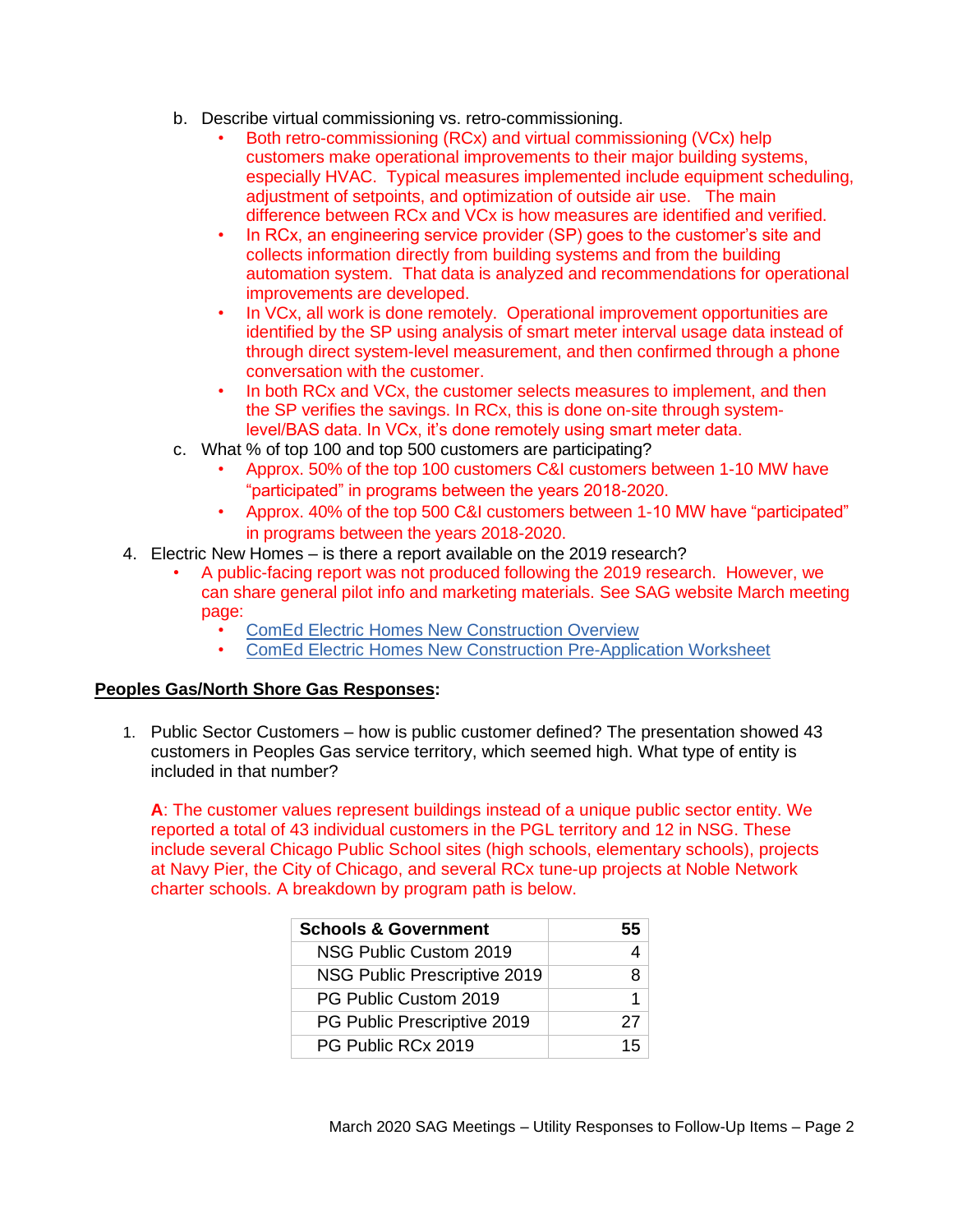b. Describe virtual commissioning vs. retro-commissioning.
   - Both retro-commissioning (RCx) and virtual commissioning (VCx) help customers make operational improvements to their major building systems, especially HVAC. Typical measures implemented include equipment scheduling, adjustment of setpoints, and optimization of outside air use. The main difference between RCx and VCx is how measures are identified and verified.
   - In RCx, an engineering service provider (SP) goes to the customer's site and collects information directly from building systems and from the building automation system. That data is analyzed and recommendations for operational improvements are developed.
   - In VCx, all work is done remotely. Operational improvement opportunities are identified by the SP using analysis of smart meter interval usage data instead of through direct system-level measurement, and then confirmed through a phone conversation with the customer.
   - In both RCx and VCx, the customer selects measures to implement, and then the SP verifies the savings. In RCx, this is done on-site through system-level/BAS data. In VCx, it's done remotely using smart meter data.

c. What % of top 100 and top 500 customers are participating?
   - Approx. 50% of the top 100 customers C&I customers between 1-10 MW have "participated" in programs between the years 2018-2020.
   - Approx. 40% of the top 500 C&I customers between 1-10 MW have "participated" in programs between the years 2018-2020.

4. Electric New Homes – is there a report available on the 2019 research?
   - A public-facing report was not produced following the 2019 research. However, we can share general pilot info and marketing materials. See SAG website March meeting page:
     - ComEd Electric Homes New Construction Overview
     - ComEd Electric Homes New Construction Pre-Application Worksheet

**Peoples Gas/North Shore Gas Responses**:

1. Public Sector Customers – how is public customer defined? The presentation showed 43 customers in Peoples Gas service territory, which seemed high. What type of entity is included in that number?

   **A**: The customer values represent buildings instead of a unique public sector entity. We reported a total of 43 individual customers in the PGL territory and 12 in NSG. These include several Chicago Public School sites (high schools, elementary schools), projects at Navy Pier, the City of Chicago, and several RCx tune-up projects at Noble Network charter schools. A breakdown by program path is below.

| Schools & Government | 55 |
|---|---|
| NSG Public Custom 2019 | 4 |
| NSG Public Prescriptive 2019 | 8 |
| PG Public Custom 2019 | 1 |
| PG Public Prescriptive 2019 | 27 |
| PG Public RCx 2019 | 15 |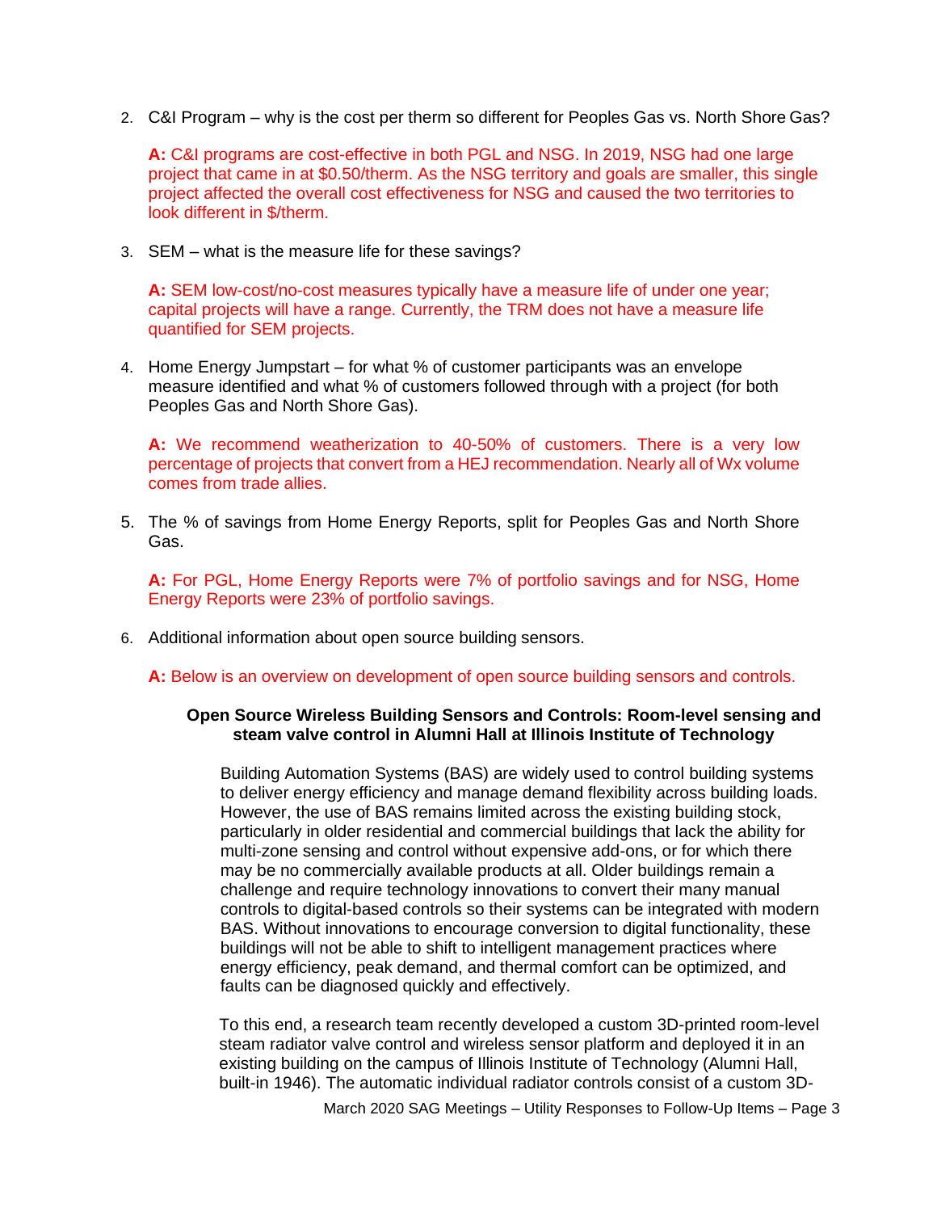2. C&I Program – why is the cost per therm so different for Peoples Gas vs. North Shore Gas?

   **A:** C&I programs are cost-effective in both PGL and NSG. In 2019, NSG had one large project that came in at $0.50/therm. As the NSG territory and goals are smaller, this single project affected the overall cost effectiveness for NSG and caused the two territories to look different in $/therm.

3. SEM – what is the measure life for these savings?

   **A:** SEM low-cost/no-cost measures typically have a measure life of under one year; capital projects will have a range. Currently, the TRM does not have a measure life quantified for SEM projects.

4. Home Energy Jumpstart – for what % of customer participants was an envelope measure identified and what % of customers followed through with a project (for both Peoples Gas and North Shore Gas).

   **A:** We recommend weatherization to 40-50% of customers. There is a very low percentage of projects that convert from a HEJ recommendation. Nearly all of Wx volume comes from trade allies.

5. The % of savings from Home Energy Reports, split for Peoples Gas and North Shore Gas.

   **A:** For PGL, Home Energy Reports were 7% of portfolio savings and for NSG, Home Energy Reports were 23% of portfolio savings.

6. Additional information about open source building sensors.

   **A:** Below is an overview on development of open source building sensors and controls.

**Open Source Wireless Building Sensors and Controls: Room-level sensing and steam valve control in Alumni Hall at Illinois Institute of Technology**

Building Automation Systems (BAS) are widely used to control building systems to deliver energy efficiency and manage demand flexibility across building loads. However, the use of BAS remains limited across the existing building stock, particularly in older residential and commercial buildings that lack the ability for multi-zone sensing and control without expensive add-ons, or for which there may be no commercially available products at all. Older buildings remain a challenge and require technology innovations to convert their many manual controls to digital-based controls so their systems can be integrated with modern BAS. Without innovations to encourage conversion to digital functionality, these buildings will not be able to shift to intelligent management practices where energy efficiency, peak demand, and thermal comfort can be optimized, and faults can be diagnosed quickly and effectively.

To this end, a research team recently developed a custom 3D-printed room-level steam radiator valve control and wireless sensor platform and deployed it in an existing building on the campus of Illinois Institute of Technology (Alumni Hall, built-in 1946). The automatic individual radiator controls consist of a custom 3D-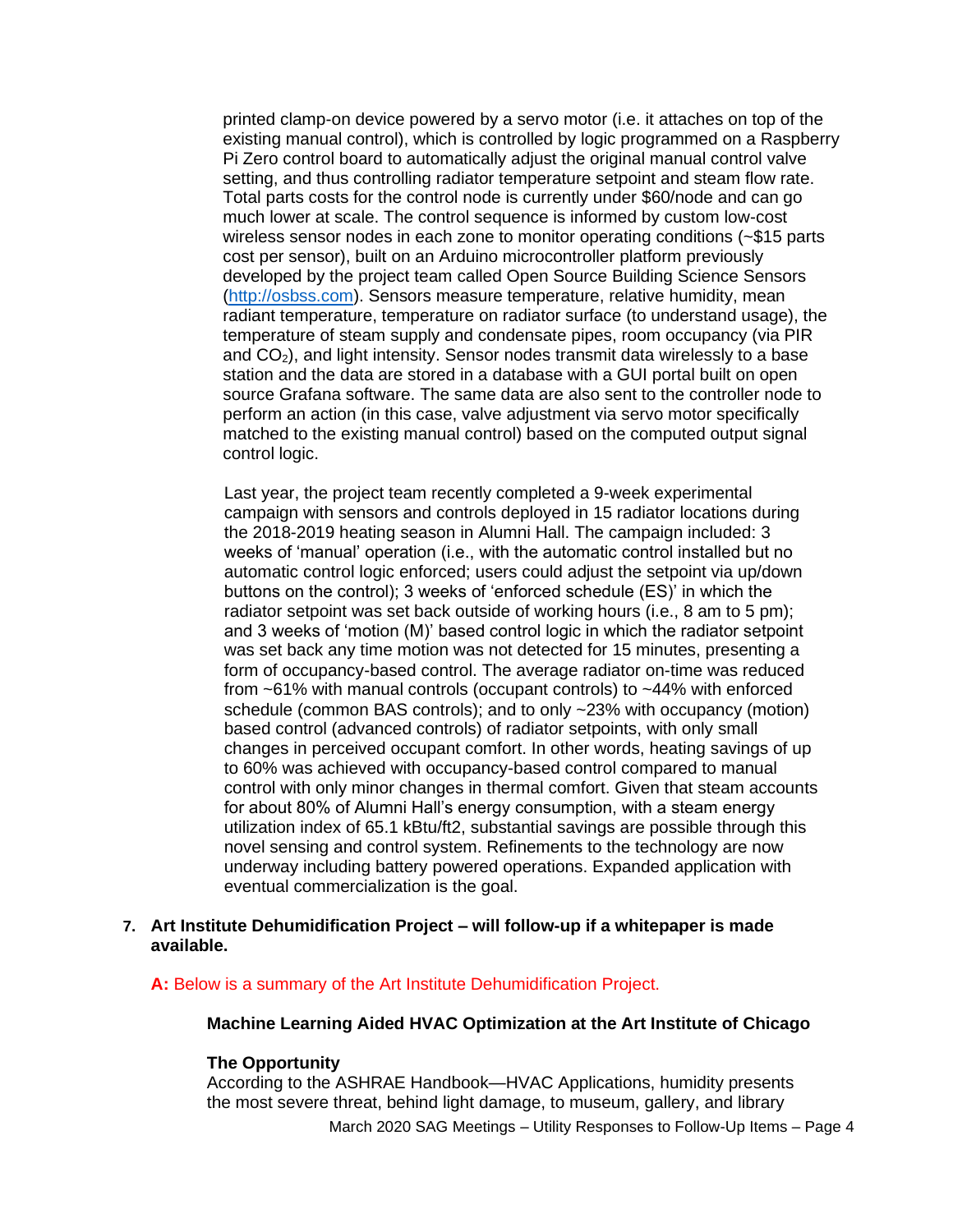printed clamp-on device powered by a servo motor (i.e. it attaches on top of the existing manual control), which is controlled by logic programmed on a Raspberry Pi Zero control board to automatically adjust the original manual control valve setting, and thus controlling radiator temperature setpoint and steam flow rate. Total parts costs for the control node is currently under $60/node and can go much lower at scale. The control sequence is informed by custom low-cost wireless sensor nodes in each zone to monitor operating conditions (~$15 parts cost per sensor), built on an Arduino microcontroller platform previously developed by the project team called Open Source Building Science Sensors ([http://osbss.com](http://osbss.com)). Sensors measure temperature, relative humidity, mean radiant temperature, temperature on radiator surface (to understand usage), the temperature of steam supply and condensate pipes, room occupancy (via PIR and $CO_2$), and light intensity. Sensor nodes transmit data wirelessly to a base station and the data are stored in a database with a GUI portal built on open source Grafana software. The same data are also sent to the controller node to perform an action (in this case, valve adjustment via servo motor specifically matched to the existing manual control) based on the computed output signal control logic.

Last year, the project team recently completed a 9-week experimental campaign with sensors and controls deployed in 15 radiator locations during the 2018-2019 heating season in Alumni Hall. The campaign included: 3 weeks of 'manual' operation (i.e., with the automatic control installed but no automatic control logic enforced; users could adjust the setpoint via up/down buttons on the control); 3 weeks of 'enforced schedule (ES)' in which the radiator setpoint was set back outside of working hours (i.e., 8 am to 5 pm); and 3 weeks of 'motion (M)' based control logic in which the radiator setpoint was set back any time motion was not detected for 15 minutes, presenting a form of occupancy-based control. The average radiator on-time was reduced from ~61% with manual controls (occupant controls) to ~44% with enforced schedule (common BAS controls); and to only ~23% with occupancy (motion) based control (advanced controls) of radiator setpoints, with only small changes in perceived occupant comfort. In other words, heating savings of up to 60% was achieved with occupancy-based control compared to manual control with only minor changes in thermal comfort. Given that steam accounts for about 80% of Alumni Hall's energy consumption, with a steam energy utilization index of 65.1 kBtu/ft2, substantial savings are possible through this novel sensing and control system. Refinements to the technology are now underway including battery powered operations. Expanded application with eventual commercialization is the goal.

7. **Art Institute Dehumidification Project – will follow-up if a whitepaper is made available.**

**A:** Below is a summary of the Art Institute Dehumidification Project.

**Machine Learning Aided HVAC Optimization at the Art Institute of Chicago**

**The Opportunity**

According to the ASHRAE Handbook—HVAC Applications, humidity presents the most severe threat, behind light damage, to museum, gallery, and library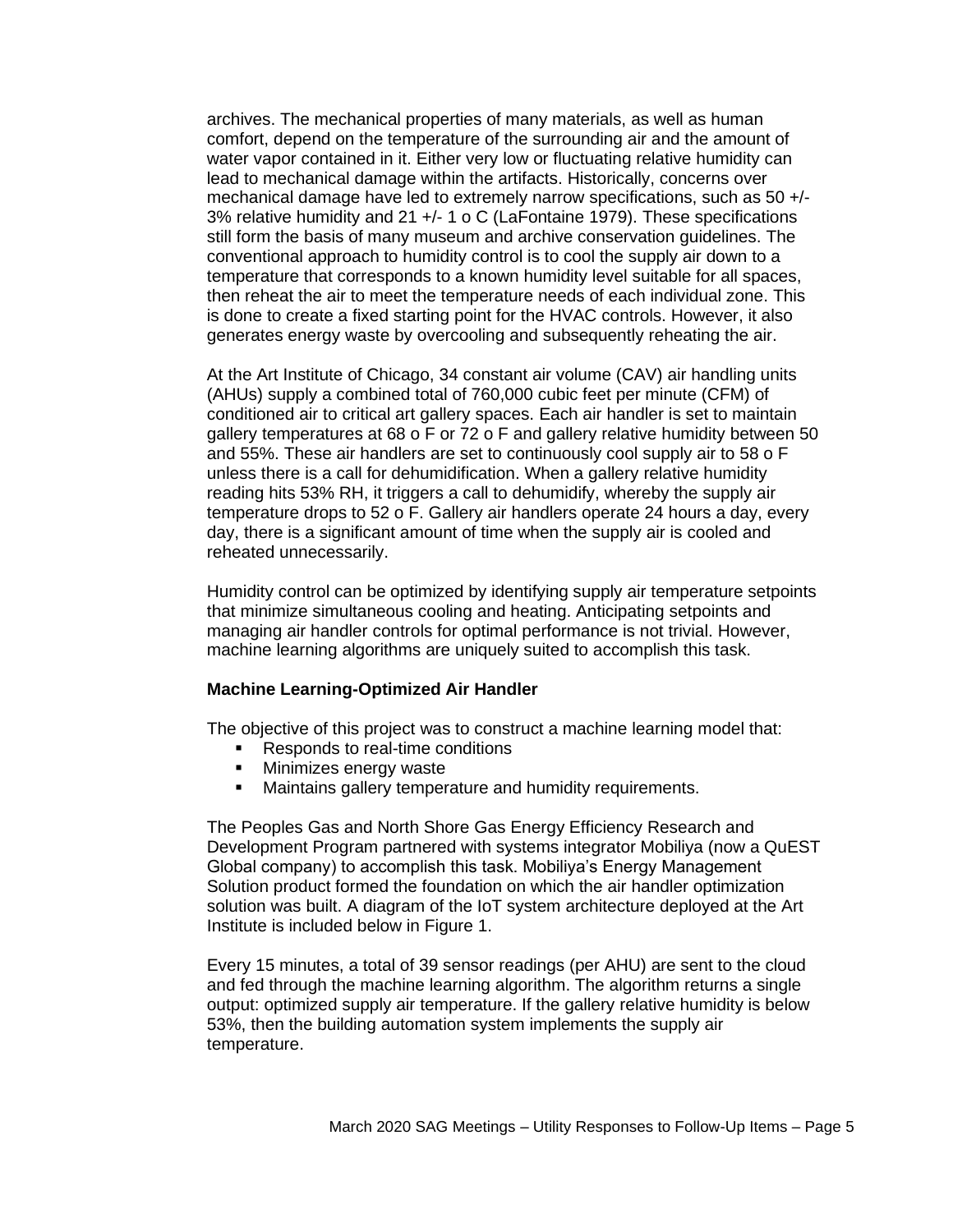archives. The mechanical properties of many materials, as well as human comfort, depend on the temperature of the surrounding air and the amount of water vapor contained in it. Either very low or fluctuating relative humidity can lead to mechanical damage within the artifacts. Historically, concerns over mechanical damage have led to extremely narrow specifications, such as 50 +/- 3% relative humidity and 21 +/- 1 o C (LaFontaine 1979). These specifications still form the basis of many museum and archive conservation guidelines. The conventional approach to humidity control is to cool the supply air down to a temperature that corresponds to a known humidity level suitable for all spaces, then reheat the air to meet the temperature needs of each individual zone. This is done to create a fixed starting point for the HVAC controls. However, it also generates energy waste by overcooling and subsequently reheating the air.

At the Art Institute of Chicago, 34 constant air volume (CAV) air handling units (AHUs) supply a combined total of 760,000 cubic feet per minute (CFM) of conditioned air to critical art gallery spaces. Each air handler is set to maintain gallery temperatures at 68 o F or 72 o F and gallery relative humidity between 50 and 55%. These air handlers are set to continuously cool supply air to 58 o F unless there is a call for dehumidification. When a gallery relative humidity reading hits 53% RH, it triggers a call to dehumidify, whereby the supply air temperature drops to 52 o F. Gallery air handlers operate 24 hours a day, every day, there is a significant amount of time when the supply air is cooled and reheated unnecessarily.

Humidity control can be optimized by identifying supply air temperature setpoints that minimize simultaneous cooling and heating. Anticipating setpoints and managing air handler controls for optimal performance is not trivial. However, machine learning algorithms are uniquely suited to accomplish this task.

**Machine Learning-Optimized Air Handler**

The objective of this project was to construct a machine learning model that:

- Responds to real-time conditions
- Minimizes energy waste
- Maintains gallery temperature and humidity requirements.

The Peoples Gas and North Shore Gas Energy Efficiency Research and Development Program partnered with systems integrator Mobiliya (now a QuEST Global company) to accomplish this task. Mobiliya's Energy Management Solution product formed the foundation on which the air handler optimization solution was built. A diagram of the IoT system architecture deployed at the Art Institute is included below in Figure 1.

Every 15 minutes, a total of 39 sensor readings (per AHU) are sent to the cloud and fed through the machine learning algorithm. The algorithm returns a single output: optimized supply air temperature. If the gallery relative humidity is below 53%, then the building automation system implements the supply air temperature.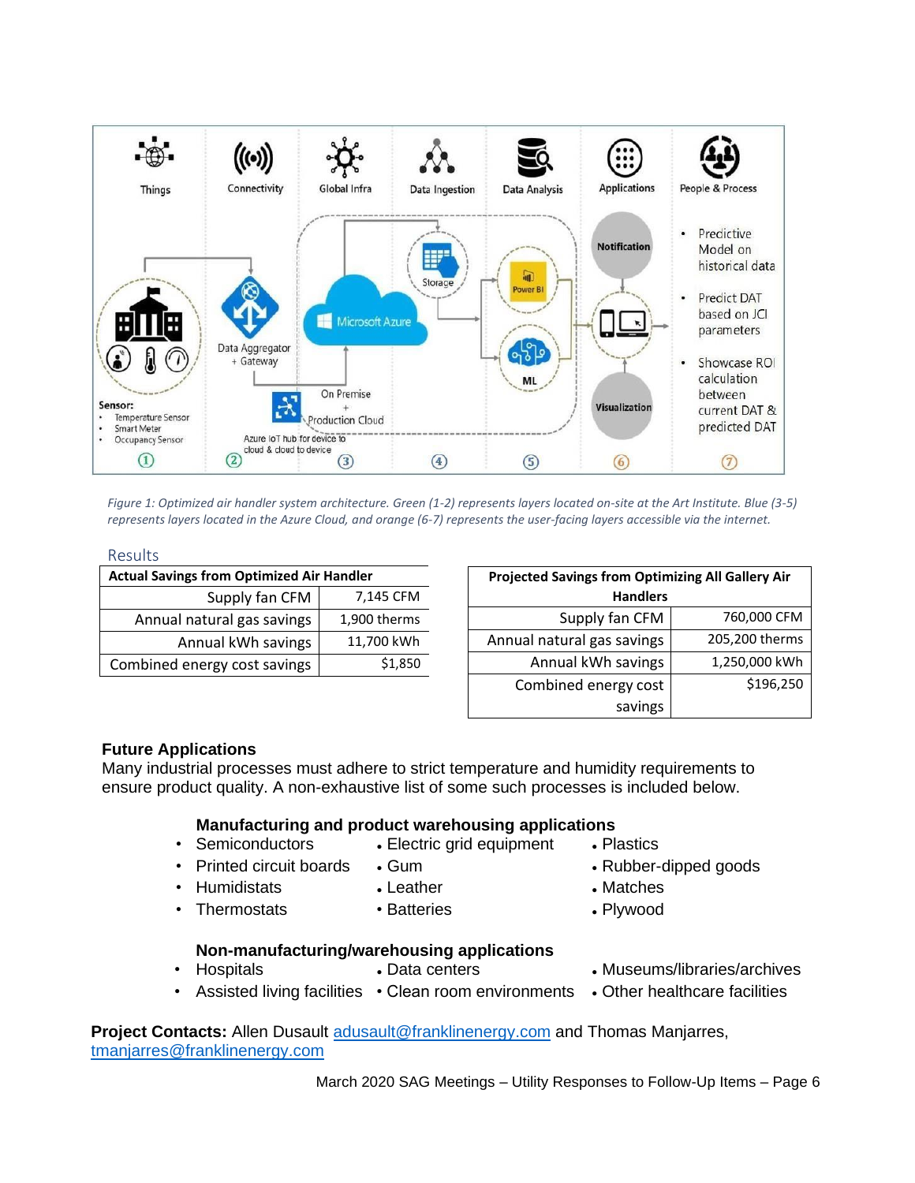*Figure 1: Optimized air handler system architecture. Green (1-2) represents layers located on-site at the Art Institute. Blue (3-5) represents layers located in the Azure Cloud, and orange (6-7) represents the user-facing layers accessible via the internet.*

## Results

| Actual Savings from Optimized Air Handler | |
|---|---|
| Supply fan CFM | 7,145 CFM |
| Annual natural gas savings | 1,900 therms |
| Annual kWh savings | 11,700 kWh |
| Combined energy cost savings | $1,850 |

| Projected Savings from Optimizing All Gallery Air Handlers | |
|---|---|
| Supply fan CFM | 760,000 CFM |
| Annual natural gas savings | 205,200 therms |
| Annual kWh savings | 1,250,000 kWh |
| Combined energy cost savings | $196,250 |

## Future Applications

Many industrial processes must adhere to strict temperature and humidity requirements to ensure product quality. A non-exhaustive list of some such processes is included below.

### Manufacturing and product warehousing applications

- Semiconductors
- Printed circuit boards
- Humidistats
- Thermostats
- Electric grid equipment
- Gum
- Leather
- Batteries
- Plastics
- Rubber-dipped goods
- Matches
- Plywood

### Non-manufacturing/warehousing applications

- Hospitals
- Assisted living facilities
- Data centers
- Clean room environments
- Museums/libraries/archives
- Other healthcare facilities

**Project Contacts:** Allen Dusault adusault@franklinenergy.com and Thomas Manjarres, tmanjarres@franklinenergy.com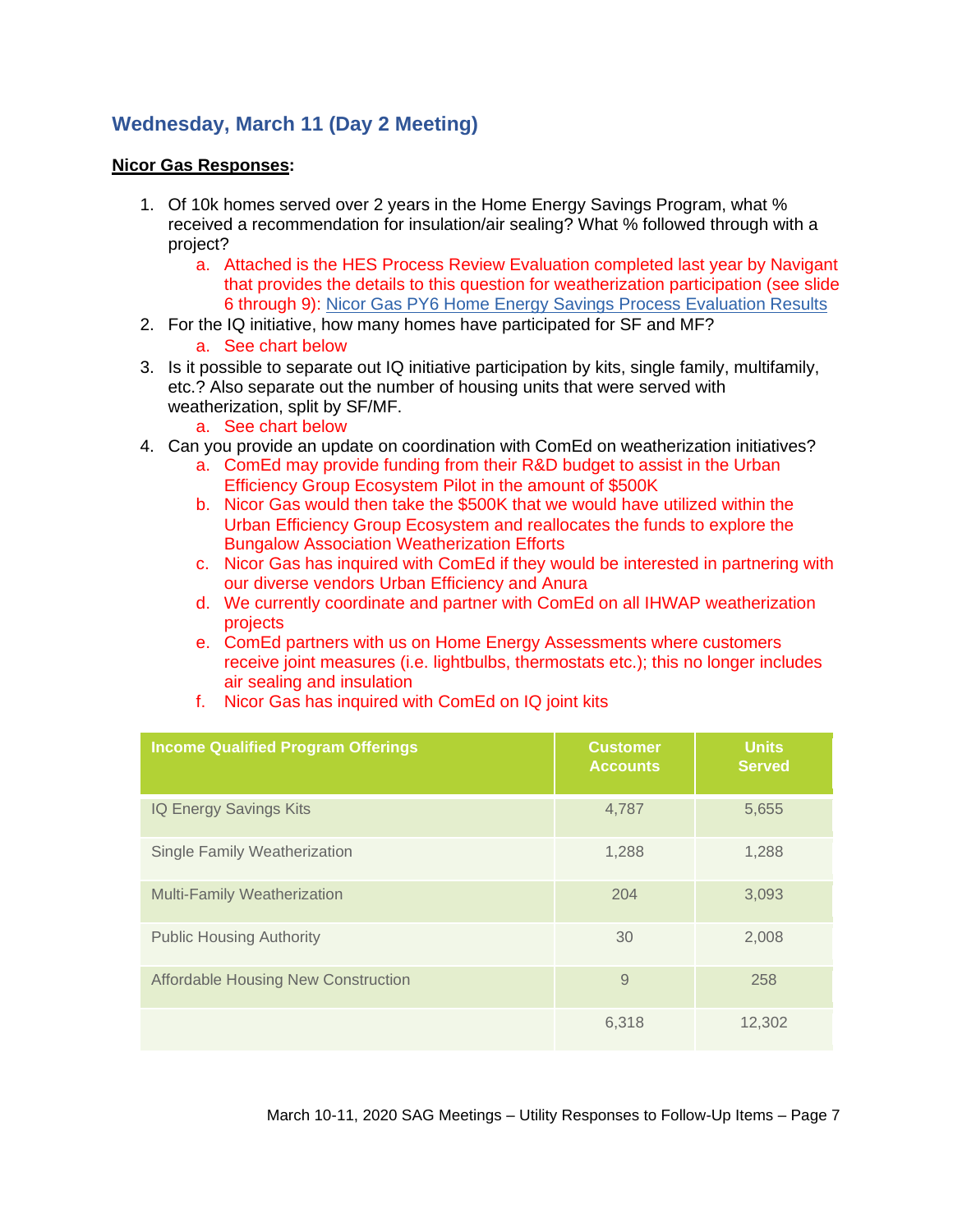## Wednesday, March 11 (Day 2 Meeting)

**Nicor Gas Responses:**

1. Of 10k homes served over 2 years in the Home Energy Savings Program, what % received a recommendation for insulation/air sealing? What % followed through with a project?
   a. Attached is the HES Process Review Evaluation completed last year by Navigant that provides the details to this question for weatherization participation (see slide 6 through 9): Nicor Gas PY6 Home Energy Savings Process Evaluation Results
2. For the IQ initiative, how many homes have participated for SF and MF?
   a. See chart below
3. Is it possible to separate out IQ initiative participation by kits, single family, multifamily, etc.? Also separate out the number of housing units that were served with weatherization, split by SF/MF.
   a. See chart below
4. Can you provide an update on coordination with ComEd on weatherization initiatives?
   a. ComEd may provide funding from their R&D budget to assist in the Urban Efficiency Group Ecosystem Pilot in the amount of $500K
   b. Nicor Gas would then take the $500K that we would have utilized within the Urban Efficiency Group Ecosystem and reallocates the funds to explore the Bungalow Association Weatherization Efforts
   c. Nicor Gas has inquired with ComEd if they would be interested in partnering with our diverse vendors Urban Efficiency and Anura
   d. We currently coordinate and partner with ComEd on all IHWAP weatherization projects
   e. ComEd partners with us on Home Energy Assessments where customers receive joint measures (i.e. lightbulbs, thermostats etc.); this no longer includes air sealing and insulation
   f. Nicor Gas has inquired with ComEd on IQ joint kits

| Income Qualified Program Offerings | Customer Accounts | Units Served |
| --- | --- | --- |
| IQ Energy Savings Kits | 4,787 | 5,655 |
| Single Family Weatherization | 1,288 | 1,288 |
| Multi-Family Weatherization | 204 | 3,093 |
| Public Housing Authority | 30 | 2,008 |
| Affordable Housing New Construction | 9 | 258 |
| | 6,318 | 12,302 |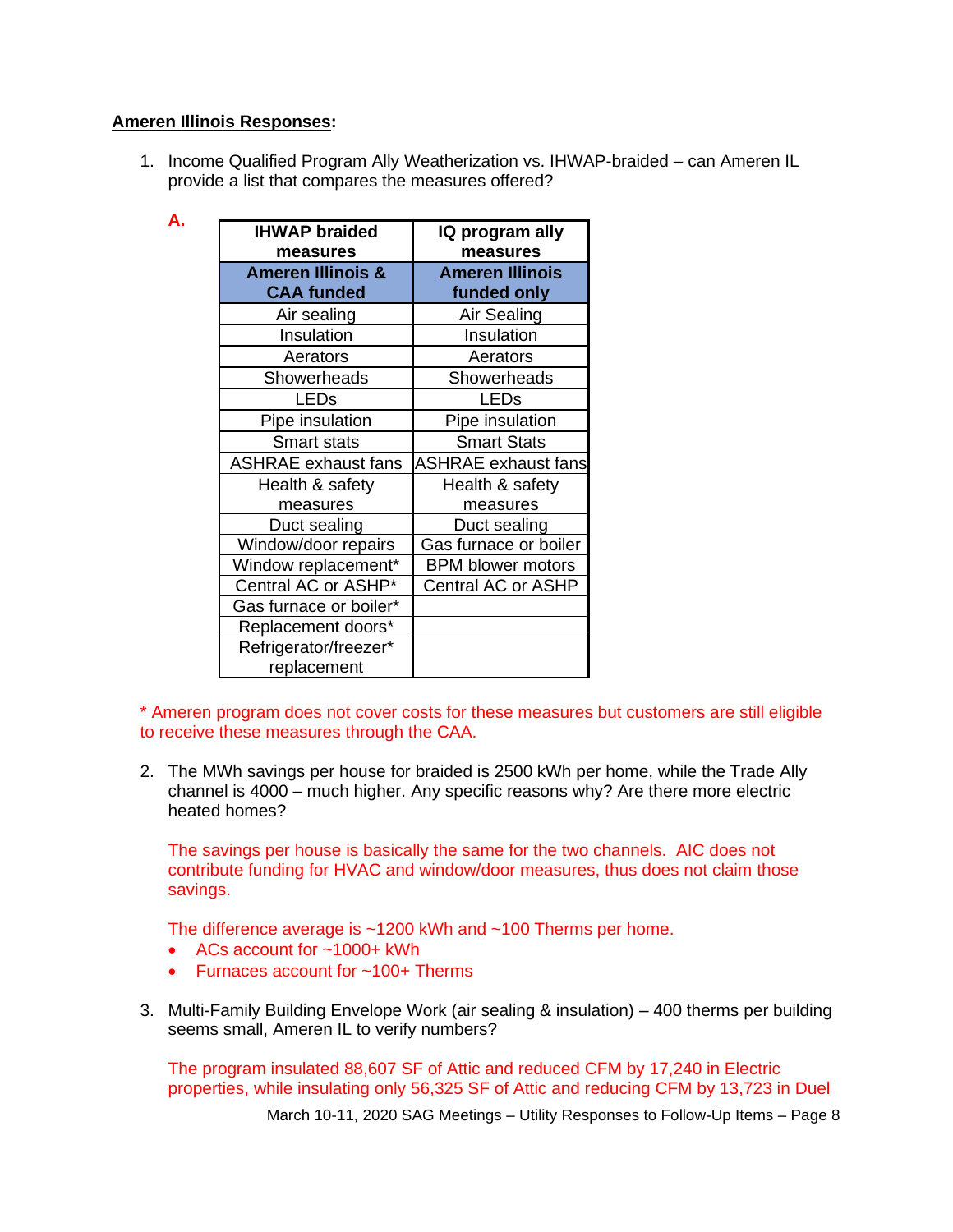**Ameren Illinois Responses**:

1. Income Qualified Program Ally Weatherization vs. IHWAP-braided – can Ameren IL provide a list that compares the measures offered?

   **A.**

| IHWAP braided measures | IQ program ally measures |
|---|---|
| **Ameren Illinois & CAA funded** | **Ameren Illinois funded only** |
| Air sealing | Air Sealing |
| Insulation | Insulation |
| Aerators | Aerators |
| Showerheads | Showerheads |
| LEDs | LEDs |
| Pipe insulation | Pipe insulation |
| Smart stats | Smart Stats |
| ASHRAE exhaust fans | ASHRAE exhaust fans |
| Health & safety measures | Health & safety measures |
| Duct sealing | Duct sealing |
| Window/door repairs | Gas furnace or boiler |
| Window replacement* | BPM blower motors |
| Central AC or ASHP* | Central AC or ASHP |
| Gas furnace or boiler* | |
| Replacement doors* | |
| Refrigerator/freezer* replacement | |

* Ameren program does not cover costs for these measures but customers are still eligible to receive these measures through the CAA.

2. The MWh savings per house for braided is 2500 kWh per home, while the Trade Ally channel is 4000 – much higher. Any specific reasons why? Are there more electric heated homes?

   The savings per house is basically the same for the two channels. AIC does not contribute funding for HVAC and window/door measures, thus does not claim those savings.

   The difference average is ~1200 kWh and ~100 Therms per home.

   - ACs account for ~1000+ kWh
   - Furnaces account for ~100+ Therms

3. Multi-Family Building Envelope Work (air sealing & insulation) – 400 therms per building seems small, Ameren IL to verify numbers?

   The program insulated 88,607 SF of Attic and reduced CFM by 17,240 in Electric properties, while insulating only 56,325 SF of Attic and reducing CFM by 13,723 in Duel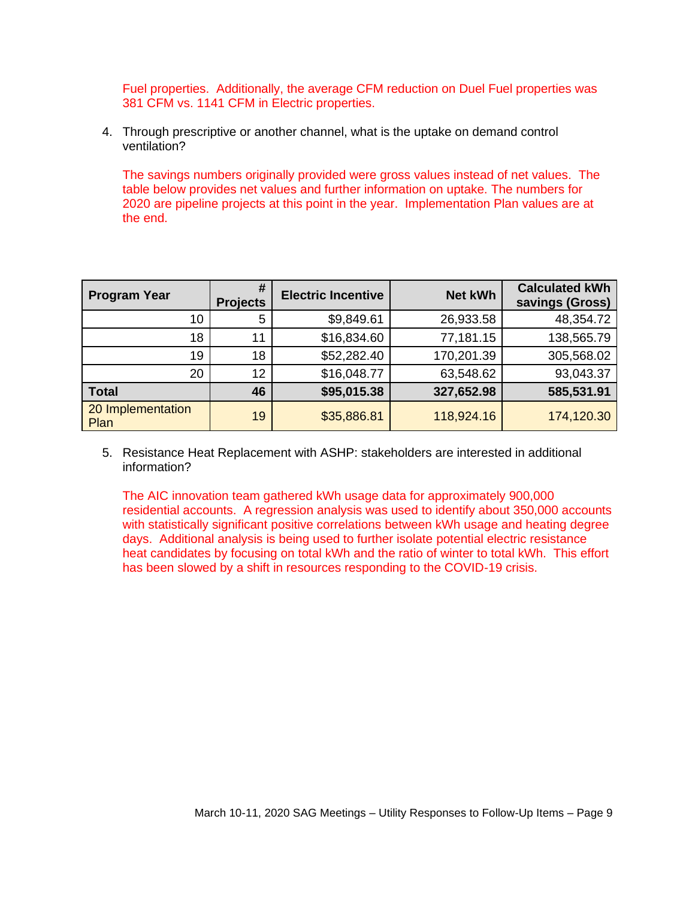Fuel properties. Additionally, the average CFM reduction on Duel Fuel properties was 381 CFM vs. 1141 CFM in Electric properties.

4. Through prescriptive or another channel, what is the uptake on demand control ventilation?

   The savings numbers originally provided were gross values instead of net values. The table below provides net values and further information on uptake. The numbers for 2020 are pipeline projects at this point in the year. Implementation Plan values are at the end.

| Program Year | # Projects | Electric Incentive | Net kWh | Calculated kWh savings (Gross) |
|---|---|---|---|---|
| 10 | 5 | $9,849.61 | 26,933.58 | 48,354.72 |
| 18 | 11 | $16,834.60 | 77,181.15 | 138,565.79 |
| 19 | 18 | $52,282.40 | 170,201.39 | 305,568.02 |
| 20 | 12 | $16,048.77 | 63,548.62 | 93,043.37 |
| **Total** | **46** | **$95,015.38** | **327,652.98** | **585,531.91** |
| 20 Implementation Plan | 19 | $35,886.81 | 118,924.16 | 174,120.30 |

5. Resistance Heat Replacement with ASHP: stakeholders are interested in additional information?

   The AIC innovation team gathered kWh usage data for approximately 900,000 residential accounts. A regression analysis was used to identify about 350,000 accounts with statistically significant positive correlations between kWh usage and heating degree days. Additional analysis is being used to further isolate potential electric resistance heat candidates by focusing on total kWh and the ratio of winter to total kWh. This effort has been slowed by a shift in resources responding to the COVID-19 crisis.